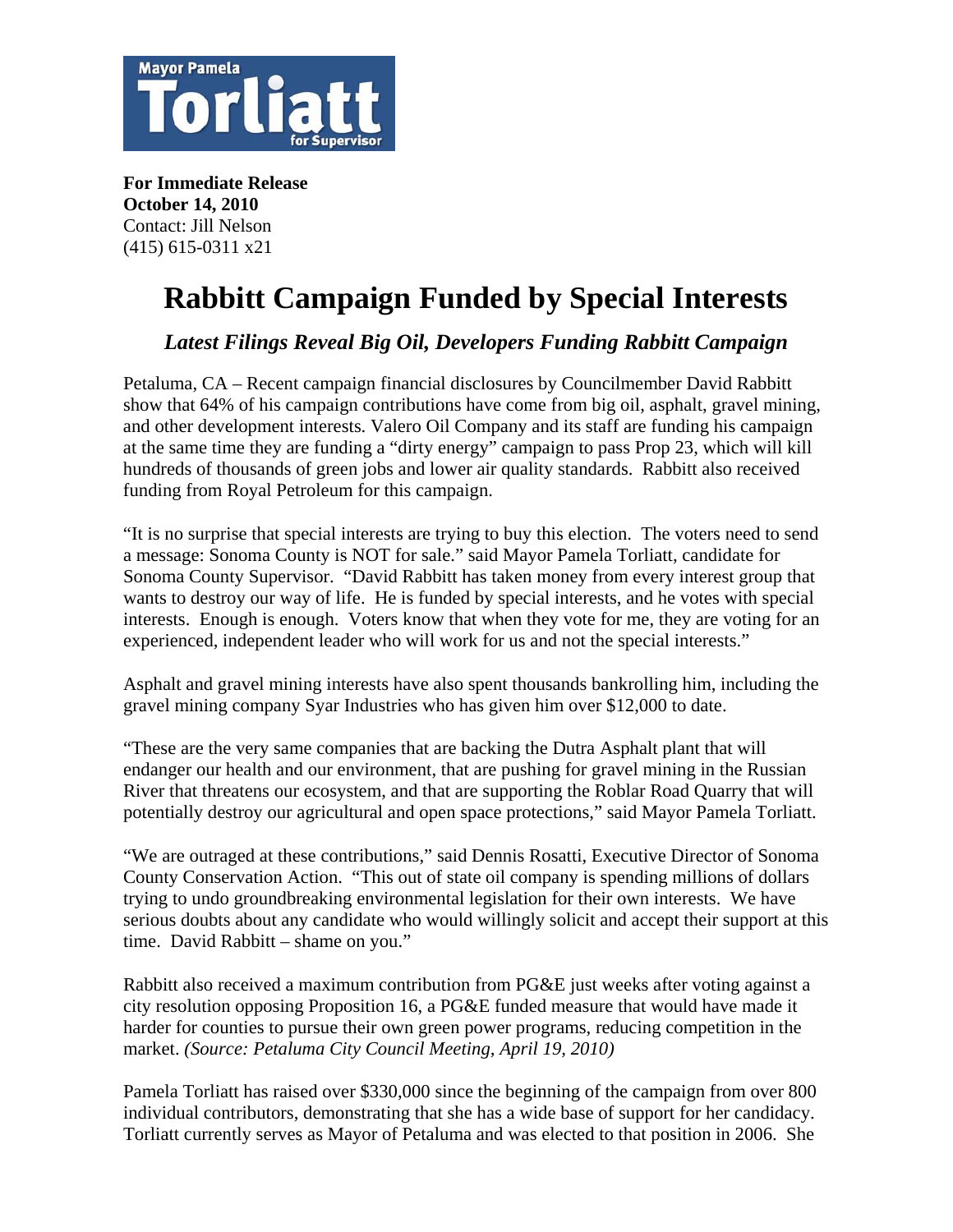Mayor Pamela **Torliatt** for Supervisor

**For Immediate Release**
**October 14, 2010**
Contact: Jill Nelson
(415) 615-0311 x21

# Rabbitt Campaign Funded by Special Interests

## *Latest Filings Reveal Big Oil, Developers Funding Rabbitt Campaign*

Petaluma, CA – Recent campaign financial disclosures by Councilmember David Rabbitt show that 64% of his campaign contributions have come from big oil, asphalt, gravel mining, and other development interests. Valero Oil Company and its staff are funding his campaign at the same time they are funding a "dirty energy" campaign to pass Prop 23, which will kill hundreds of thousands of green jobs and lower air quality standards. Rabbitt also received funding from Royal Petroleum for this campaign.

"It is no surprise that special interests are trying to buy this election. The voters need to send a message: Sonoma County is NOT for sale." said Mayor Pamela Torliatt, candidate for Sonoma County Supervisor. "David Rabbitt has taken money from every interest group that wants to destroy our way of life. He is funded by special interests, and he votes with special interests. Enough is enough. Voters know that when they vote for me, they are voting for an experienced, independent leader who will work for us and not the special interests."

Asphalt and gravel mining interests have also spent thousands bankrolling him, including the gravel mining company Syar Industries who has given him over $12,000 to date.

"These are the very same companies that are backing the Dutra Asphalt plant that will endanger our health and our environment, that are pushing for gravel mining in the Russian River that threatens our ecosystem, and that are supporting the Roblar Road Quarry that will potentially destroy our agricultural and open space protections," said Mayor Pamela Torliatt.

"We are outraged at these contributions," said Dennis Rosatti, Executive Director of Sonoma County Conservation Action. "This out of state oil company is spending millions of dollars trying to undo groundbreaking environmental legislation for their own interests. We have serious doubts about any candidate who would willingly solicit and accept their support at this time. David Rabbitt – shame on you."

Rabbitt also received a maximum contribution from PG&E just weeks after voting against a city resolution opposing Proposition 16, a PG&E funded measure that would have made it harder for counties to pursue their own green power programs, reducing competition in the market. *(Source: Petaluma City Council Meeting, April 19, 2010)*

Pamela Torliatt has raised over $330,000 since the beginning of the campaign from over 800 individual contributors, demonstrating that she has a wide base of support for her candidacy. Torliatt currently serves as Mayor of Petaluma and was elected to that position in 2006. She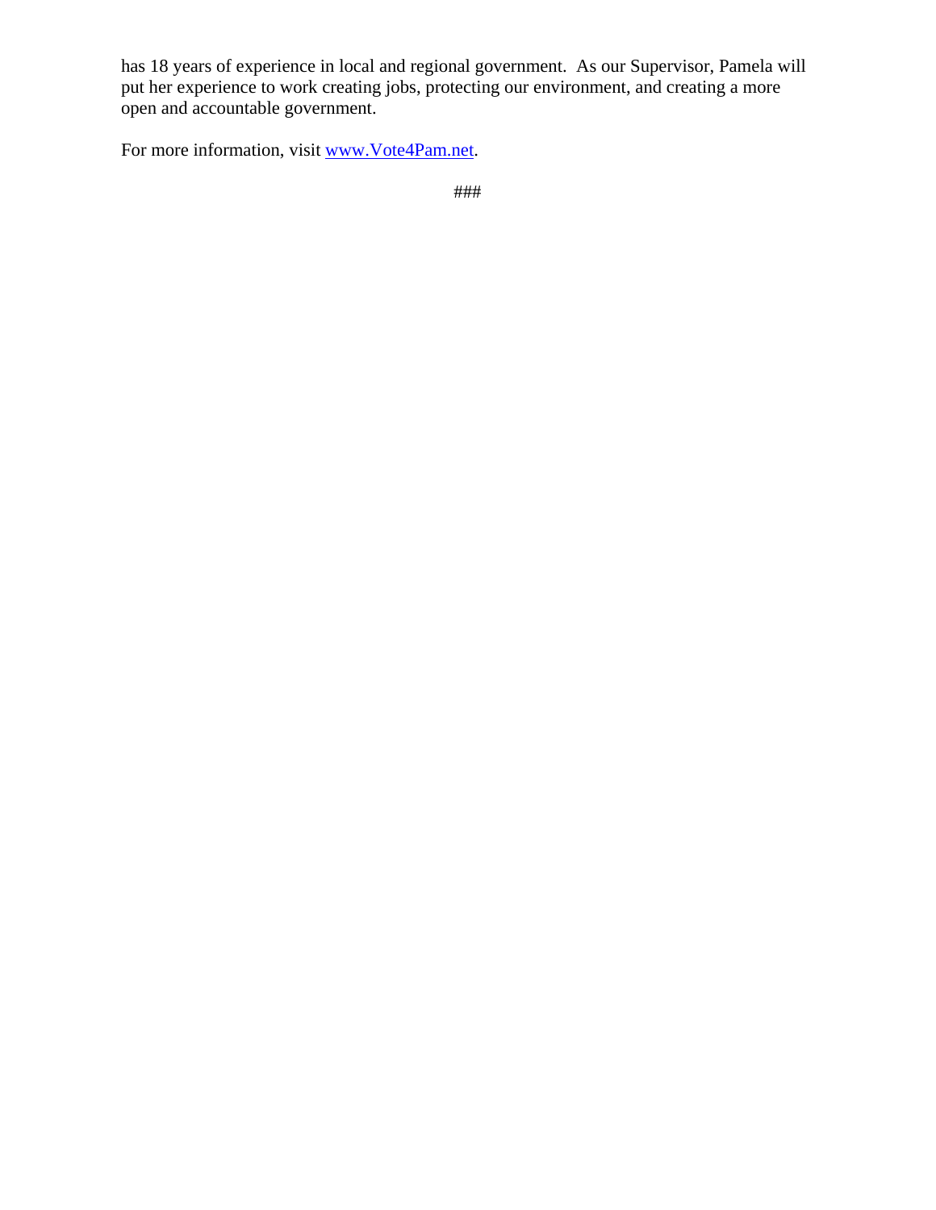has 18 years of experience in local and regional government.  As our Supervisor, Pamela will put her experience to work creating jobs, protecting our environment, and creating a more open and accountable government.

For more information, visit [www.Vote4Pam.net](http://www.Vote4Pam.net).

###